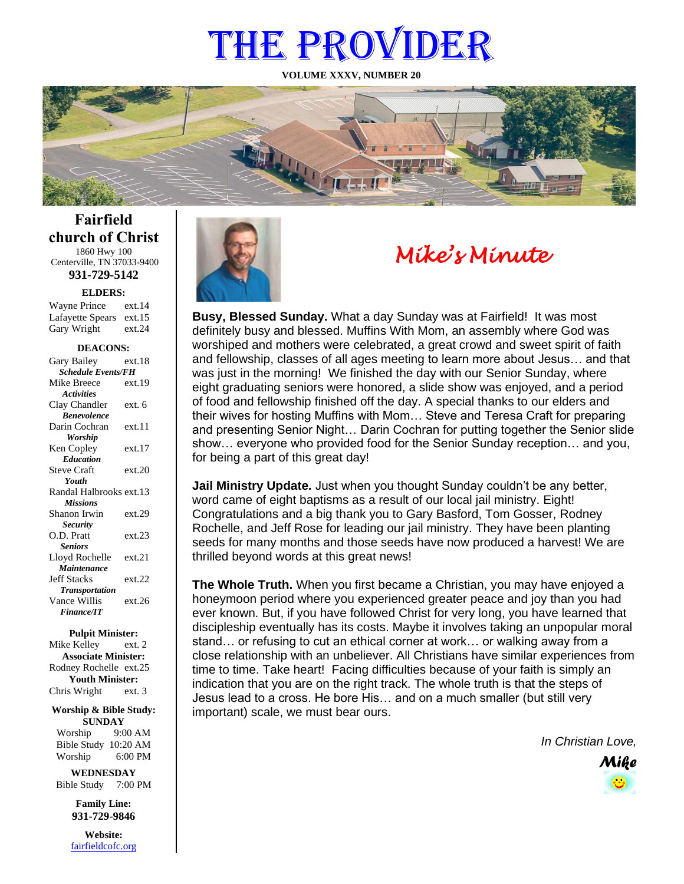# THE PROVIDER

**VOLUME XXXV, NUMBER 20**

## Fairfield church of Christ

1860 Hwy 100
Centerville, TN 37033-9400

**931-729-5142**

**ELDERS:**

Wayne Prince ext.14
Lafayette Spears ext.15
Gary Wright ext.24

**DEACONS:**

Gary Bailey ext.18
*Schedule Events/FH*
Mike Breece ext.19
*Activities*
Clay Chandler ext. 6
*Benevolence*
Darin Cochran ext.11
*Worship*
Ken Copley ext.17
*Education*
Steve Craft ext.20
*Youth*
Randal Halbrooks ext.13
*Missions*
Shanon Irwin ext.29
*Security*
O.D. Pratt ext.23
*Seniors*
Lloyd Rochelle ext.21
*Maintenance*
Jeff Stacks ext.22
*Transportation*
Vance Willis ext.26
*Finance/IT*

**Pulpit Minister:**
Mike Kelley ext. 2
**Associate Minister:**
Rodney Rochelle ext.25
**Youth Minister:**
Chris Wright ext. 3

**Worship & Bible Study:**
**SUNDAY**
Worship 9:00 AM
Bible Study 10:20 AM
Worship 6:00 PM

**WEDNESDAY**
Bible Study 7:00 PM

**Family Line:**
**931-729-9846**

**Website:**
fairfieldcofc.org

## *Mike's Minute*

**Busy, Blessed Sunday.** What a day Sunday was at Fairfield! It was most definitely busy and blessed. Muffins With Mom, an assembly where God was worshiped and mothers were celebrated, a great crowd and sweet spirit of faith and fellowship, classes of all ages meeting to learn more about Jesus… and that was just in the morning! We finished the day with our Senior Sunday, where eight graduating seniors were honored, a slide show was enjoyed, and a period of food and fellowship finished off the day. A special thanks to our elders and their wives for hosting Muffins with Mom… Steve and Teresa Craft for preparing and presenting Senior Night… Darin Cochran for putting together the Senior slide show… everyone who provided food for the Senior Sunday reception… and you, for being a part of this great day!

**Jail Ministry Update.** Just when you thought Sunday couldn't be any better, word came of eight baptisms as a result of our local jail ministry. Eight! Congratulations and a big thank you to Gary Basford, Tom Gosser, Rodney Rochelle, and Jeff Rose for leading our jail ministry. They have been planting seeds for many months and those seeds have now produced a harvest! We are thrilled beyond words at this great news!

**The Whole Truth.** When you first became a Christian, you may have enjoyed a honeymoon period where you experienced greater peace and joy than you had ever known. But, if you have followed Christ for very long, you have learned that discipleship eventually has its costs. Maybe it involves taking an unpopular moral stand… or refusing to cut an ethical corner at work… or walking away from a close relationship with an unbeliever. All Christians have similar experiences from time to time. Take heart! Facing difficulties because of your faith is simply an indication that you are on the right track. The whole truth is that the steps of Jesus lead to a cross. He bore His… and on a much smaller (but still very important) scale, we must bear ours.

*In Christian Love,*

***Mike***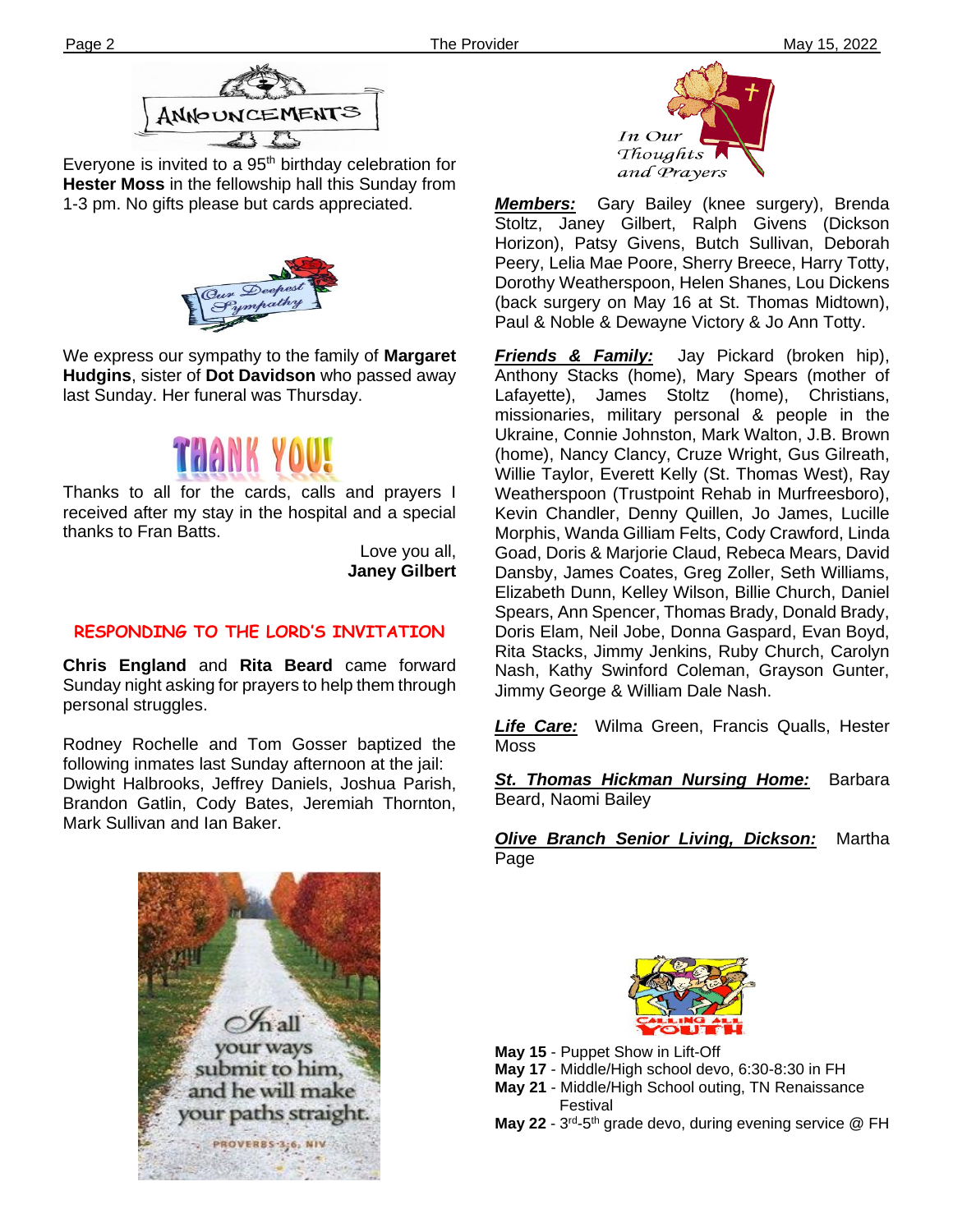## ANNOUNCEMENTS

Everyone is invited to a 95th birthday celebration for **Hester Moss** in the fellowship hall this Sunday from 1-3 pm. No gifts please but cards appreciated.

### Our Deepest Sympathy

We express our sympathy to the family of **Margaret Hudgins**, sister of **Dot Davidson** who passed away last Sunday. Her funeral was Thursday.

### THANK YOU!

Thanks to all for the cards, calls and prayers I received after my stay in the hospital and a special thanks to Fran Batts.

Love you all,
**Janey Gilbert**

### RESPONDING TO THE LORD'S INVITATION

**Chris England** and **Rita Beard** came forward Sunday night asking for prayers to help them through personal struggles.

Rodney Rochelle and Tom Gosser baptized the following inmates last Sunday afternoon at the jail: Dwight Halbrooks, Jeffrey Daniels, Joshua Parish, Brandon Gatlin, Cody Bates, Jeremiah Thornton, Mark Sullivan and Ian Baker.

In all your ways submit to him, and he will make your paths straight. PROVERBS 3:6, NIV

### In Our Thoughts and Prayers

***Members:*** Gary Bailey (knee surgery), Brenda Stoltz, Janey Gilbert, Ralph Givens (Dickson Horizon), Patsy Givens, Butch Sullivan, Deborah Peery, Lelia Mae Poore, Sherry Breece, Harry Totty, Dorothy Weatherspoon, Helen Shanes, Lou Dickens (back surgery on May 16 at St. Thomas Midtown), Paul & Noble & Dewayne Victory & Jo Ann Totty.

***Friends & Family:*** Jay Pickard (broken hip), Anthony Stacks (home), Mary Spears (mother of Lafayette), James Stoltz (home), Christians, missionaries, military personal & people in the Ukraine, Connie Johnston, Mark Walton, J.B. Brown (home), Nancy Clancy, Cruze Wright, Gus Gilreath, Willie Taylor, Everett Kelly (St. Thomas West), Ray Weatherspoon (Trustpoint Rehab in Murfreesboro), Kevin Chandler, Denny Quillen, Jo James, Lucille Morphis, Wanda Gilliam Felts, Cody Crawford, Linda Goad, Doris & Marjorie Claud, Rebeca Mears, David Dansby, James Coates, Greg Zoller, Seth Williams, Elizabeth Dunn, Kelley Wilson, Billie Church, Daniel Spears, Ann Spencer, Thomas Brady, Donald Brady, Doris Elam, Neil Jobe, Donna Gaspard, Evan Boyd, Rita Stacks, Jimmy Jenkins, Ruby Church, Carolyn Nash, Kathy Swinford Coleman, Grayson Gunter, Jimmy George & William Dale Nash.

***Life Care:*** Wilma Green, Francis Qualls, Hester Moss

***St. Thomas Hickman Nursing Home:*** Barbara Beard, Naomi Bailey

***Olive Branch Senior Living, Dickson:*** Martha Page

### CALLING ALL YOUTH

- **May 15** - Puppet Show in Lift-Off
- **May 17** - Middle/High school devo, 6:30-8:30 in FH
- **May 21** - Middle/High School outing, TN Renaissance Festival
- **May 22** - 3rd-5th grade devo, during evening service @ FH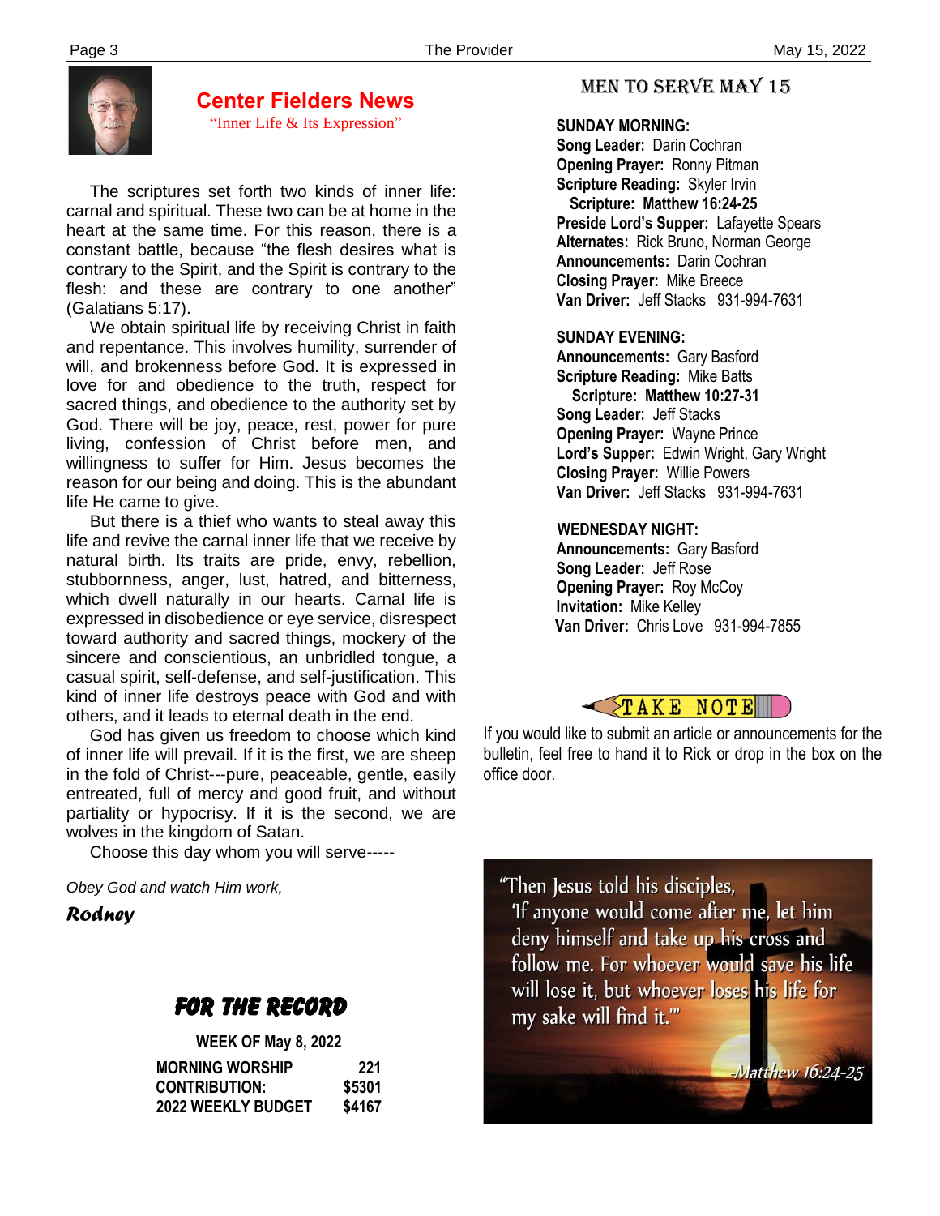## Center Fielders News

"Inner Life & Its Expression"

The scriptures set forth two kinds of inner life: carnal and spiritual. These two can be at home in the heart at the same time. For this reason, there is a constant battle, because "the flesh desires what is contrary to the Spirit, and the Spirit is contrary to the flesh: and these are contrary to one another" (Galatians 5:17).

We obtain spiritual life by receiving Christ in faith and repentance. This involves humility, surrender of will, and brokenness before God. It is expressed in love for and obedience to the truth, respect for sacred things, and obedience to the authority set by God. There will be joy, peace, rest, power for pure living, confession of Christ before men, and willingness to suffer for Him. Jesus becomes the reason for our being and doing. This is the abundant life He came to give.

But there is a thief who wants to steal away this life and revive the carnal inner life that we receive by natural birth. Its traits are pride, envy, rebellion, stubbornness, anger, lust, hatred, and bitterness, which dwell naturally in our hearts. Carnal life is expressed in disobedience or eye service, disrespect toward authority and sacred things, mockery of the sincere and conscientious, an unbridled tongue, a casual spirit, self-defense, and self-justification. This kind of inner life destroys peace with God and with others, and it leads to eternal death in the end.

God has given us freedom to choose which kind of inner life will prevail. If it is the first, we are sheep in the fold of Christ---pure, peaceable, gentle, easily entreated, full of mercy and good fruit, and without partiality or hypocrisy. If it is the second, we are wolves in the kingdom of Satan.

Choose this day whom you will serve-----

*Obey God and watch Him work,*

***Rodney***

## FOR THE RECORD

**WEEK OF May 8, 2022**

| | |
|---|---|
| **MORNING WORSHIP** | **221** |
| **CONTRIBUTION:** | **$5301** |
| **2022 WEEKLY BUDGET** | **$4167** |

## MEN TO SERVE MAY 15

**SUNDAY MORNING:**
**Song Leader:** Darin Cochran
**Opening Prayer:** Ronny Pitman
**Scripture Reading:** Skyler Irvin
**Scripture: Matthew 16:24-25**
**Preside Lord's Supper:** Lafayette Spears
**Alternates:** Rick Bruno, Norman George
**Announcements:** Darin Cochran
**Closing Prayer:** Mike Breece
**Van Driver:** Jeff Stacks 931-994-7631

**SUNDAY EVENING:**
**Announcements:** Gary Basford
**Scripture Reading:** Mike Batts
**Scripture: Matthew 10:27-31**
**Song Leader:** Jeff Stacks
**Opening Prayer:** Wayne Prince
**Lord's Supper:** Edwin Wright, Gary Wright
**Closing Prayer:** Willie Powers
**Van Driver:** Jeff Stacks 931-994-7631

**WEDNESDAY NIGHT:**
**Announcements:** Gary Basford
**Song Leader:** Jeff Rose
**Opening Prayer:** Roy McCoy
**Invitation:** Mike Kelley
**Van Driver:** Chris Love 931-994-7855

**TAKE NOTE**

If you would like to submit an article or announcements for the bulletin, feel free to hand it to Rick or drop in the box on the office door.

"Then Jesus told his disciples, 'If anyone would come after me, let him deny himself and take up his cross and follow me. For whoever would save his life will lose it, but whoever loses his life for my sake will find it.'"

-Matthew 16:24-25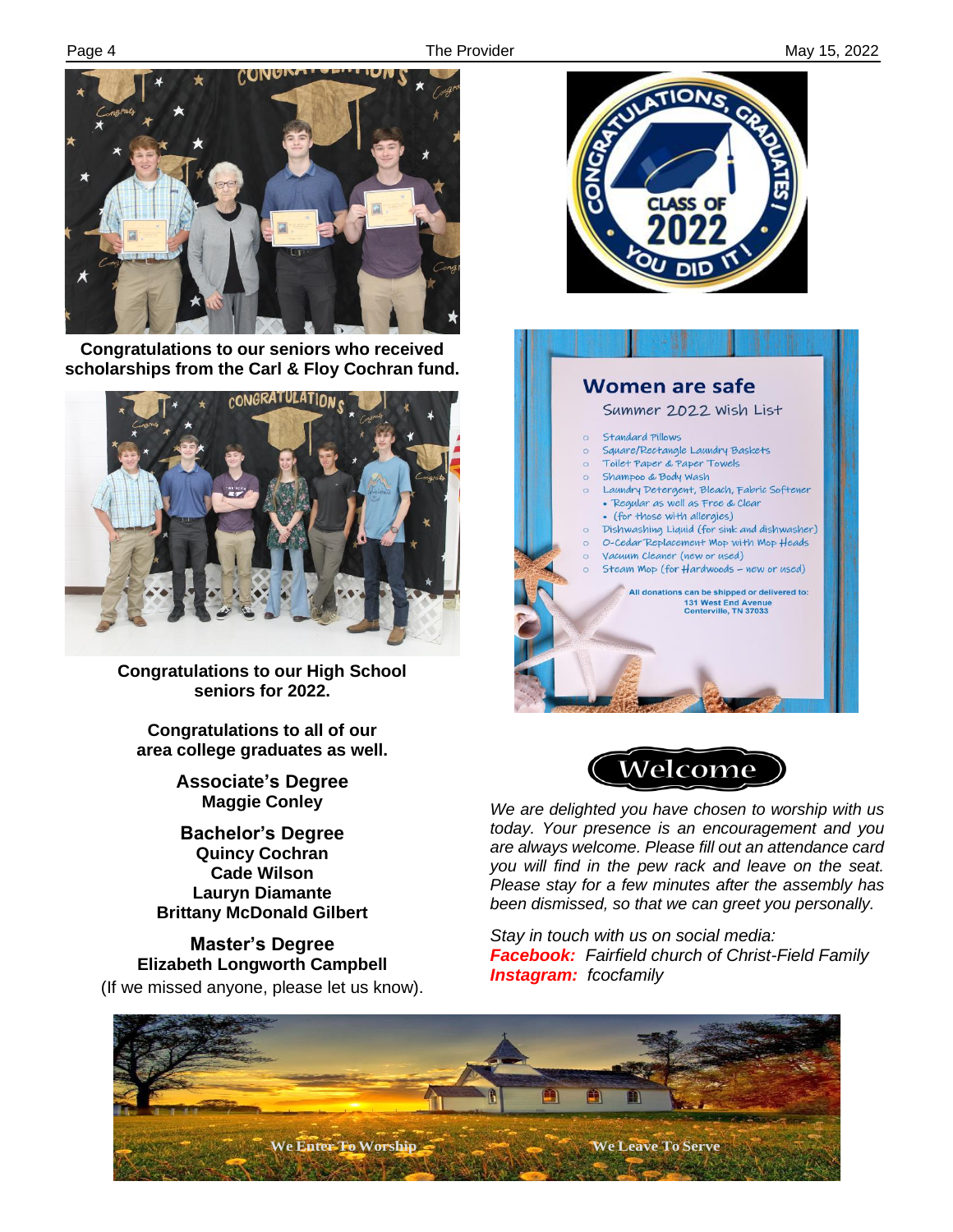Congratulations to our seniors who received scholarships from the Carl & Floy Cochran fund.

Congratulations to our High School seniors for 2022.

Congratulations to all of our area college graduates as well.

**Associate's Degree**
**Maggie Conley**

**Bachelor's Degree**
**Quincy Cochran**
**Cade Wilson**
**Lauryn Diamante**
**Brittany McDonald Gilbert**

**Master's Degree**
**Elizabeth Longworth Campbell**

(If we missed anyone, please let us know).

CONGRATULATIONS, GRADUATES! CLASS OF 2022 YOU DID IT!

## Women are safe

Summer 2022 Wish List

- Standard Pillows
- Square/Rectangle Laundry Baskets
- Toilet Paper & Paper Towels
- Shampoo & Body Wash
- Laundry Detergent, Bleach, Fabric Softener
  - Regular as well as Free & Clear
  - (for those with allergies)
- Dishwashing Liquid (for sink and dishwasher)
- O-Cedar Replacement Mop with Mop Heads
- Vacuum Cleaner (new or used)
- Steam Mop (for Hardwoods – new or used)

All donations can be shipped or delivered to:
131 West End Avenue
Centerville, TN 37033

## Welcome

*We are delighted you have chosen to worship with us today. Your presence is an encouragement and you are always welcome. Please fill out an attendance card you will find in the pew rack and leave on the seat. Please stay for a few minutes after the assembly has been dismissed, so that we can greet you personally.*

*Stay in touch with us on social media:*
***Facebook:*** *Fairfield church of Christ-Field Family*
***Instagram:*** *fcocfamily*

We Enter To Worship — We Leave To Serve